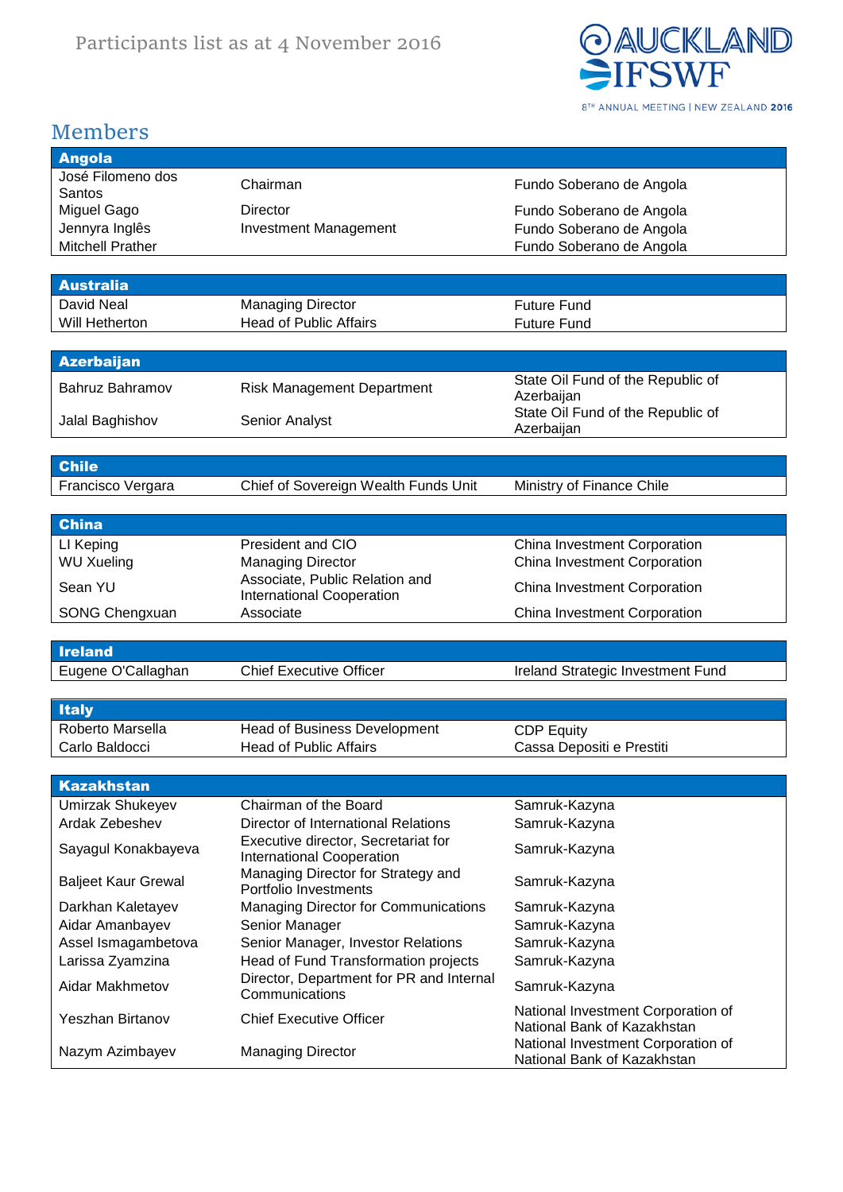Participants list as at 4 November 2016

AUCKLAND IFSWF

8TH ANNUAL MEETING | NEW ZEALAND 2016

## Members

| **Angola** | | |
|---|---|---|
| José Filomeno dos Santos | Chairman | Fundo Soberano de Angola |
| Miguel Gago | Director | Fundo Soberano de Angola |
| Jennyra Inglês | Investment Management | Fundo Soberano de Angola |
| Mitchell Prather | | Fundo Soberano de Angola |

| **Australia** | | |
|---|---|---|
| David Neal | Managing Director | Future Fund |
| Will Hetherton | Head of Public Affairs | Future Fund |

| **Azerbaijan** | | |
|---|---|---|
| Bahruz Bahramov | Risk Management Department | State Oil Fund of the Republic of Azerbaijan |
| Jalal Baghishov | Senior Analyst | State Oil Fund of the Republic of Azerbaijan |

| **Chile** | | |
|---|---|---|
| Francisco Vergara | Chief of Sovereign Wealth Funds Unit | Ministry of Finance Chile |

| **China** | | |
|---|---|---|
| LI Keping | President and CIO | China Investment Corporation |
| WU Xueling | Managing Director | China Investment Corporation |
| Sean YU | Associate, Public Relation and International Cooperation | China Investment Corporation |
| SONG Chengxuan | Associate | China Investment Corporation |

| **Ireland** | | |
|---|---|---|
| Eugene O'Callaghan | Chief Executive Officer | Ireland Strategic Investment Fund |

| **Italy** | | |
|---|---|---|
| Roberto Marsella | Head of Business Development | CDP Equity |
| Carlo Baldocci | Head of Public Affairs | Cassa Depositi e Prestiti |

| **Kazakhstan** | | |
|---|---|---|
| Umirzak Shukeyev | Chairman of the Board | Samruk-Kazyna |
| Ardak Zebeshev | Director of International Relations | Samruk-Kazyna |
| Sayagul Konakbayeva | Executive director, Secretariat for International Cooperation | Samruk-Kazyna |
| Baljeet Kaur Grewal | Managing Director for Strategy and Portfolio Investments | Samruk-Kazyna |
| Darkhan Kaletayev | Managing Director for Communications | Samruk-Kazyna |
| Aidar Amanbayev | Senior Manager | Samruk-Kazyna |
| Assel Ismagambetova | Senior Manager, Investor Relations | Samruk-Kazyna |
| Larissa Zyamzina | Head of Fund Transformation projects | Samruk-Kazyna |
| Aidar Makhmetov | Director, Department for PR and Internal Communications | Samruk-Kazyna |
| Yeszhan Birtanov | Chief Executive Officer | National Investment Corporation of National Bank of Kazakhstan |
| Nazym Azimbayev | Managing Director | National Investment Corporation of National Bank of Kazakhstan |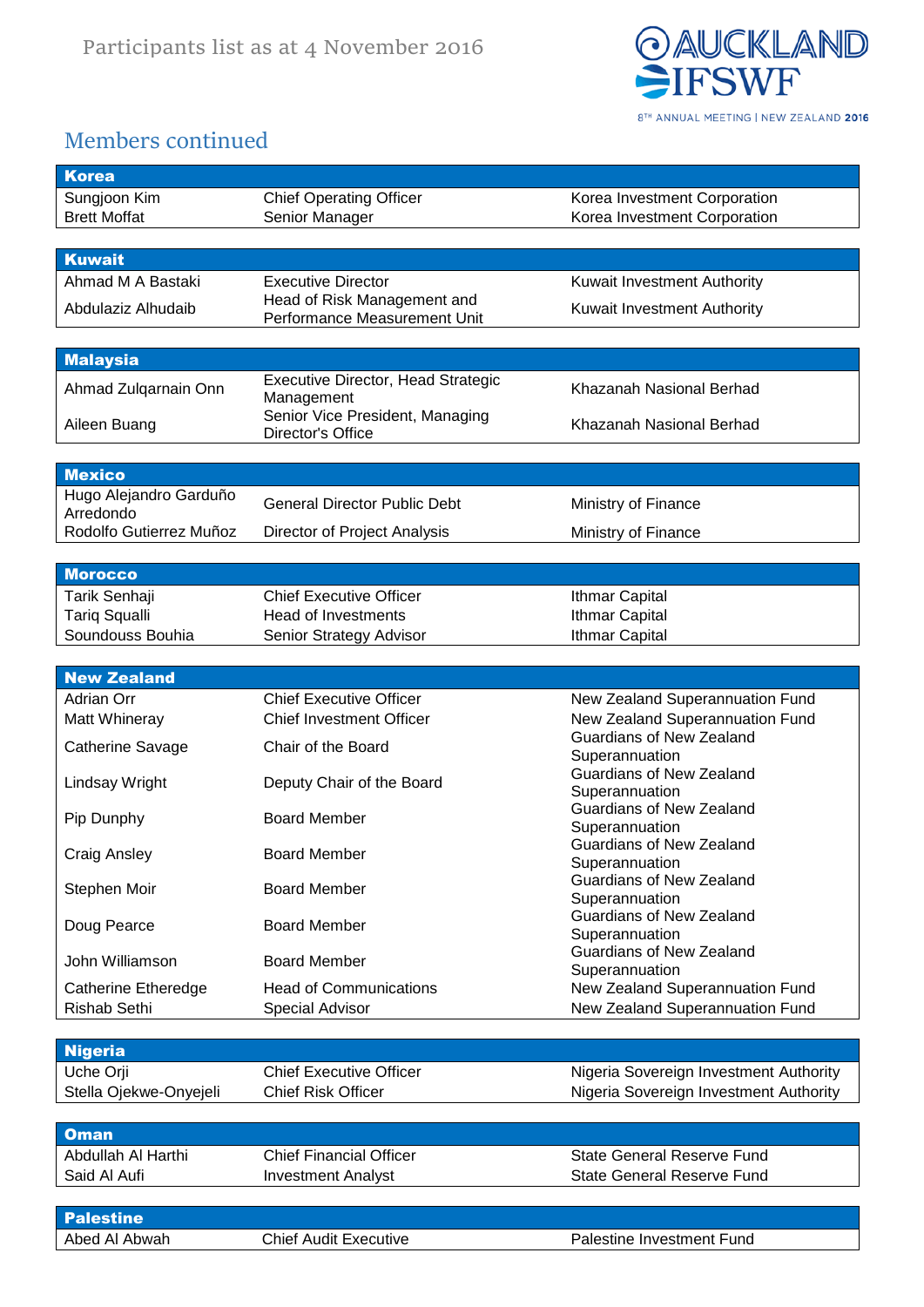Participants list as at 4 November 2016

## Members continued

| Korea | | |
|---|---|---|
| Sungjoon Kim | Chief Operating Officer | Korea Investment Corporation |
| Brett Moffat | Senior Manager | Korea Investment Corporation |

| Kuwait | | |
|---|---|---|
| Ahmad M A Bastaki | Executive Director | Kuwait Investment Authority |
| Abdulaziz Alhudaib | Head of Risk Management and Performance Measurement Unit | Kuwait Investment Authority |

| Malaysia | | |
|---|---|---|
| Ahmad Zulqarnain Onn | Executive Director, Head Strategic Management | Khazanah Nasional Berhad |
| Aileen Buang | Senior Vice President, Managing Director's Office | Khazanah Nasional Berhad |

| Mexico | | |
|---|---|---|
| Hugo Alejandro Garduño Arredondo | General Director Public Debt | Ministry of Finance |
| Rodolfo Gutierrez Muñoz | Director of Project Analysis | Ministry of Finance |

| Morocco | | |
|---|---|---|
| Tarik Senhaji | Chief Executive Officer | Ithmar Capital |
| Tariq Squalli | Head of Investments | Ithmar Capital |
| Soundouss Bouhia | Senior Strategy Advisor | Ithmar Capital |

| New Zealand | | |
|---|---|---|
| Adrian Orr | Chief Executive Officer | New Zealand Superannuation Fund |
| Matt Whineray | Chief Investment Officer | New Zealand Superannuation Fund |
| Catherine Savage | Chair of the Board | Guardians of New Zealand Superannuation |
| Lindsay Wright | Deputy Chair of the Board | Guardians of New Zealand Superannuation |
| Pip Dunphy | Board Member | Guardians of New Zealand Superannuation |
| Craig Ansley | Board Member | Guardians of New Zealand Superannuation |
| Stephen Moir | Board Member | Guardians of New Zealand Superannuation |
| Doug Pearce | Board Member | Guardians of New Zealand Superannuation |
| John Williamson | Board Member | Guardians of New Zealand Superannuation |
| Catherine Etheredge | Head of Communications | New Zealand Superannuation Fund |
| Rishab Sethi | Special Advisor | New Zealand Superannuation Fund |

| Nigeria | | |
|---|---|---|
| Uche Orji | Chief Executive Officer | Nigeria Sovereign Investment Authority |
| Stella Ojekwe-Onyejeli | Chief Risk Officer | Nigeria Sovereign Investment Authority |

| Oman | | |
|---|---|---|
| Abdullah Al Harthi | Chief Financial Officer | State General Reserve Fund |
| Said Al Aufi | Investment Analyst | State General Reserve Fund |

| Palestine | | |
|---|---|---|
| Abed Al Abwah | Chief Audit Executive | Palestine Investment Fund |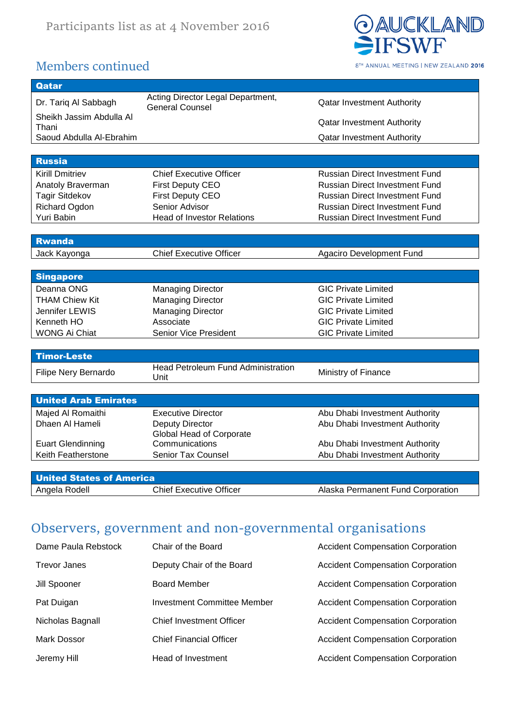Participants list as at 4 November 2016

## Members continued

| Qatar | | |
|---|---|---|
| Dr. Tariq Al Sabbagh | Acting Director Legal Department, General Counsel | Qatar Investment Authority |
| Sheikh Jassim Abdulla Al Thani | | Qatar Investment Authority |
| Saoud Abdulla Al-Ebrahim | | Qatar Investment Authority |

| Russia | | |
|---|---|---|
| Kirill Dmitriev | Chief Executive Officer | Russian Direct Investment Fund |
| Anatoly Braverman | First Deputy CEO | Russian Direct Investment Fund |
| Tagir Sitdekov | First Deputy CEO | Russian Direct Investment Fund |
| Richard Ogdon | Senior Advisor | Russian Direct Investment Fund |
| Yuri Babin | Head of Investor Relations | Russian Direct Investment Fund |

| Rwanda | | |
|---|---|---|
| Jack Kayonga | Chief Executive Officer | Agaciro Development Fund |

| Singapore | | |
|---|---|---|
| Deanna ONG | Managing Director | GIC Private Limited |
| THAM Chiew Kit | Managing Director | GIC Private Limited |
| Jennifer LEWIS | Managing Director | GIC Private Limited |
| Kenneth HO | Associate | GIC Private Limited |
| WONG Ai Chiat | Senior Vice President | GIC Private Limited |

| Timor-Leste | | |
|---|---|---|
| Filipe Nery Bernardo | Head Petroleum Fund Administration Unit | Ministry of Finance |

| United Arab Emirates | | |
|---|---|---|
| Majed Al Romaithi | Executive Director | Abu Dhabi Investment Authority |
| Dhaen Al Hameli | Deputy Director | Abu Dhabi Investment Authority |
| Euart Glendinning | Global Head of Corporate Communications | Abu Dhabi Investment Authority |
| Keith Featherstone | Senior Tax Counsel | Abu Dhabi Investment Authority |

| United States of America | | |
|---|---|---|
| Angela Rodell | Chief Executive Officer | Alaska Permanent Fund Corporation |

## Observers, government and non-governmental organisations

| | | |
|---|---|---|
| Dame Paula Rebstock | Chair of the Board | Accident Compensation Corporation |
| Trevor Janes | Deputy Chair of the Board | Accident Compensation Corporation |
| Jill Spooner | Board Member | Accident Compensation Corporation |
| Pat Duigan | Investment Committee Member | Accident Compensation Corporation |
| Nicholas Bagnall | Chief Investment Officer | Accident Compensation Corporation |
| Mark Dossor | Chief Financial Officer | Accident Compensation Corporation |
| Jeremy Hill | Head of Investment | Accident Compensation Corporation |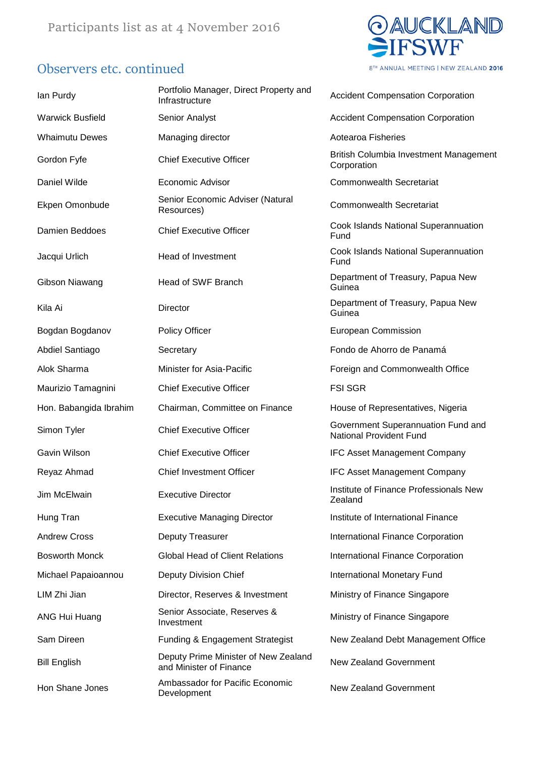Participants list as at 4 November 2016

## Observers etc. continued

| | | |
|---|---|---|
| Ian Purdy | Portfolio Manager, Direct Property and Infrastructure | Accident Compensation Corporation |
| Warwick Busfield | Senior Analyst | Accident Compensation Corporation |
| Whaimutu Dewes | Managing director | Aotearoa Fisheries |
| Gordon Fyfe | Chief Executive Officer | British Columbia Investment Management Corporation |
| Daniel Wilde | Economic Advisor | Commonwealth Secretariat |
| Ekpen Omonbude | Senior Economic Adviser (Natural Resources) | Commonwealth Secretariat |
| Damien Beddoes | Chief Executive Officer | Cook Islands National Superannuation Fund |
| Jacqui Urlich | Head of Investment | Cook Islands National Superannuation Fund |
| Gibson Niawang | Head of SWF Branch | Department of Treasury, Papua New Guinea |
| Kila Ai | Director | Department of Treasury, Papua New Guinea |
| Bogdan Bogdanov | Policy Officer | European Commission |
| Abdiel Santiago | Secretary | Fondo de Ahorro de Panamá |
| Alok Sharma | Minister for Asia-Pacific | Foreign and Commonwealth Office |
| Maurizio Tamagnini | Chief Executive Officer | FSI SGR |
| Hon. Babangida Ibrahim | Chairman, Committee on Finance | House of Representatives, Nigeria |
| Simon Tyler | Chief Executive Officer | Government Superannuation Fund and National Provident Fund |
| Gavin Wilson | Chief Executive Officer | IFC Asset Management Company |
| Reyaz Ahmad | Chief Investment Officer | IFC Asset Management Company |
| Jim McElwain | Executive Director | Institute of Finance Professionals New Zealand |
| Hung Tran | Executive Managing Director | Institute of International Finance |
| Andrew Cross | Deputy Treasurer | International Finance Corporation |
| Bosworth Monck | Global Head of Client Relations | International Finance Corporation |
| Michael Papaioannou | Deputy Division Chief | International Monetary Fund |
| LIM Zhi Jian | Director, Reserves & Investment | Ministry of Finance Singapore |
| ANG Hui Huang | Senior Associate, Reserves & Investment | Ministry of Finance Singapore |
| Sam Direen | Funding & Engagement Strategist | New Zealand Debt Management Office |
| Bill English | Deputy Prime Minister of New Zealand and Minister of Finance | New Zealand Government |
| Hon Shane Jones | Ambassador for Pacific Economic Development | New Zealand Government |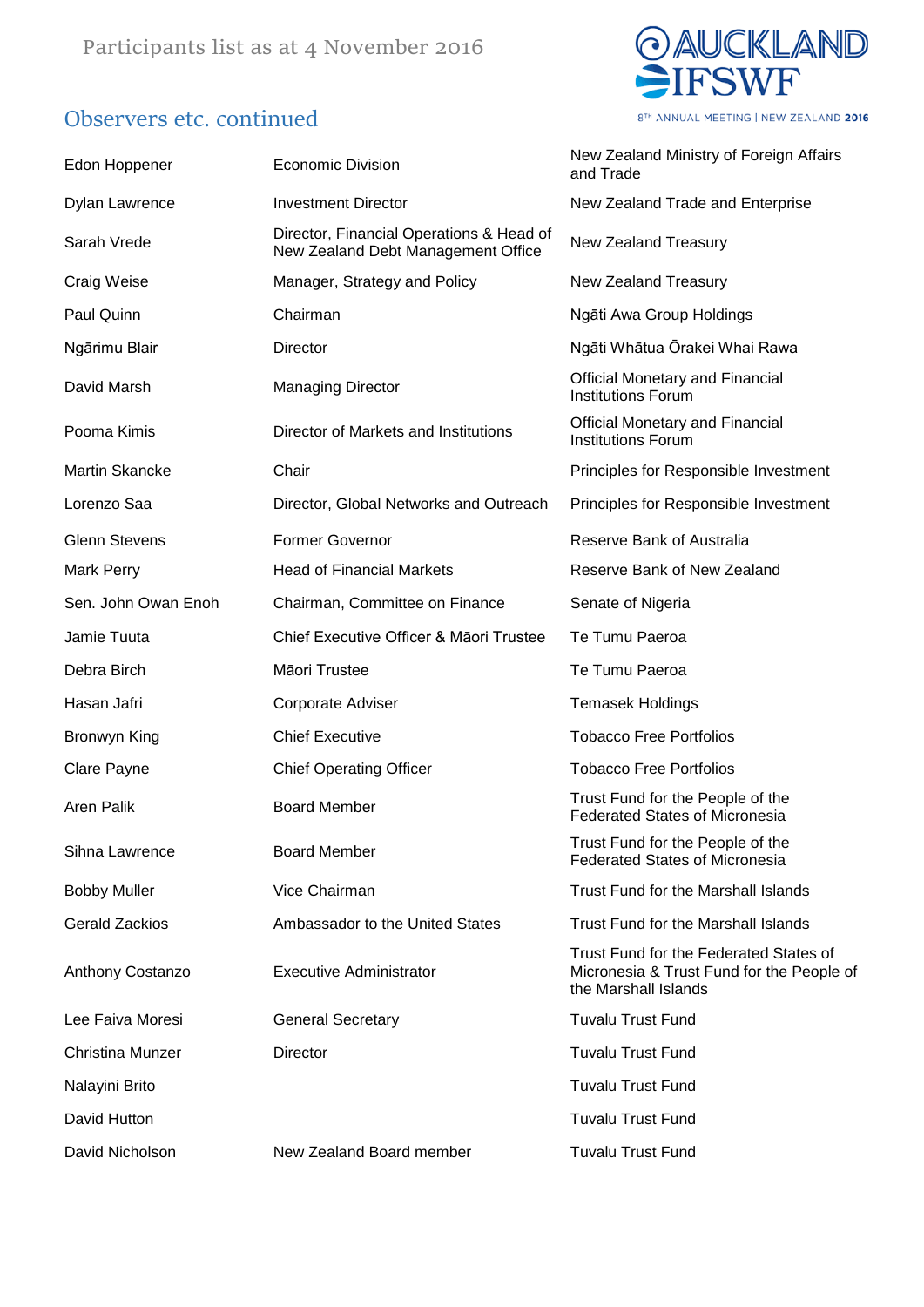Participants list as at 4 November 2016

## Observers etc. continued

| | | |
|---|---|---|
| Edon Hoppener | Economic Division | New Zealand Ministry of Foreign Affairs and Trade |
| Dylan Lawrence | Investment Director | New Zealand Trade and Enterprise |
| Sarah Vrede | Director, Financial Operations & Head of New Zealand Debt Management Office | New Zealand Treasury |
| Craig Weise | Manager, Strategy and Policy | New Zealand Treasury |
| Paul Quinn | Chairman | Ngāti Awa Group Holdings |
| Ngārimu Blair | Director | Ngāti Whātua Ōrakei Whai Rawa |
| David Marsh | Managing Director | Official Monetary and Financial Institutions Forum |
| Pooma Kimis | Director of Markets and Institutions | Official Monetary and Financial Institutions Forum |
| Martin Skancke | Chair | Principles for Responsible Investment |
| Lorenzo Saa | Director, Global Networks and Outreach | Principles for Responsible Investment |
| Glenn Stevens | Former Governor | Reserve Bank of Australia |
| Mark Perry | Head of Financial Markets | Reserve Bank of New Zealand |
| Sen. John Owan Enoh | Chairman, Committee on Finance | Senate of Nigeria |
| Jamie Tuuta | Chief Executive Officer & Māori Trustee | Te Tumu Paeroa |
| Debra Birch | Māori Trustee | Te Tumu Paeroa |
| Hasan Jafri | Corporate Adviser | Temasek Holdings |
| Bronwyn King | Chief Executive | Tobacco Free Portfolios |
| Clare Payne | Chief Operating Officer | Tobacco Free Portfolios |
| Aren Palik | Board Member | Trust Fund for the People of the Federated States of Micronesia |
| Sihna Lawrence | Board Member | Trust Fund for the People of the Federated States of Micronesia |
| Bobby Muller | Vice Chairman | Trust Fund for the Marshall Islands |
| Gerald Zackios | Ambassador to the United States | Trust Fund for the Marshall Islands |
| Anthony Costanzo | Executive Administrator | Trust Fund for the Federated States of Micronesia & Trust Fund for the People of the Marshall Islands |
| Lee Faiva Moresi | General Secretary | Tuvalu Trust Fund |
| Christina Munzer | Director | Tuvalu Trust Fund |
| Nalayini Brito | | Tuvalu Trust Fund |
| David Hutton | | Tuvalu Trust Fund |
| David Nicholson | New Zealand Board member | Tuvalu Trust Fund |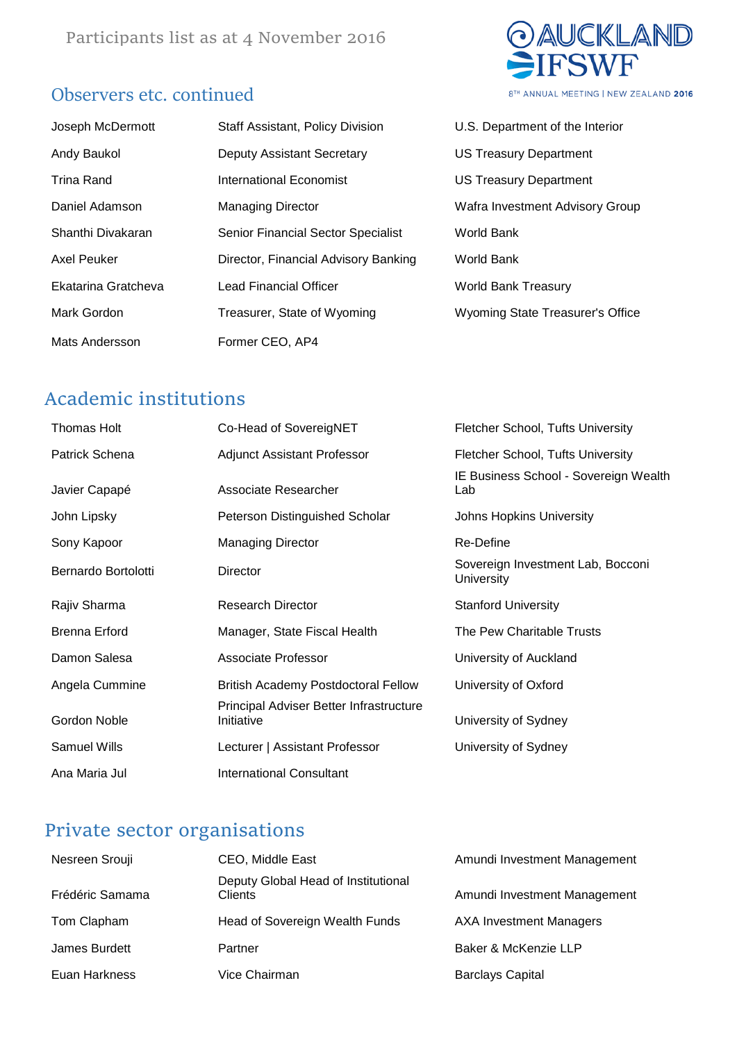Participants list as at 4 November 2016

## Observers etc. continued

| | | |
|---|---|---|
| Joseph McDermott | Staff Assistant, Policy Division | U.S. Department of the Interior |
| Andy Baukol | Deputy Assistant Secretary | US Treasury Department |
| Trina Rand | International Economist | US Treasury Department |
| Daniel Adamson | Managing Director | Wafra Investment Advisory Group |
| Shanthi Divakaran | Senior Financial Sector Specialist | World Bank |
| Axel Peuker | Director, Financial Advisory Banking | World Bank |
| Ekatarina Gratcheva | Lead Financial Officer | World Bank Treasury |
| Mark Gordon | Treasurer, State of Wyoming | Wyoming State Treasurer's Office |
| Mats Andersson | Former CEO, AP4 | |

## Academic institutions

| | | |
|---|---|---|
| Thomas Holt | Co-Head of SovereigNET | Fletcher School, Tufts University |
| Patrick Schena | Adjunct Assistant Professor | Fletcher School, Tufts University |
| Javier Capapé | Associate Researcher | IE Business School - Sovereign Wealth Lab |
| John Lipsky | Peterson Distinguished Scholar | Johns Hopkins University |
| Sony Kapoor | Managing Director | Re-Define |
| Bernardo Bortolotti | Director | Sovereign Investment Lab, Bocconi University |
| Rajiv Sharma | Research Director | Stanford University |
| Brenna Erford | Manager, State Fiscal Health | The Pew Charitable Trusts |
| Damon Salesa | Associate Professor | University of Auckland |
| Angela Cummine | British Academy Postdoctoral Fellow | University of Oxford |
| Gordon Noble | Principal Adviser Better Infrastructure Initiative | University of Sydney |
| Samuel Wills | Lecturer \| Assistant Professor | University of Sydney |
| Ana Maria Jul | International Consultant | |

## Private sector organisations

| | | |
|---|---|---|
| Nesreen Srouji | CEO, Middle East | Amundi Investment Management |
| Frédéric Samama | Deputy Global Head of Institutional Clients | Amundi Investment Management |
| Tom Clapham | Head of Sovereign Wealth Funds | AXA Investment Managers |
| James Burdett | Partner | Baker & McKenzie LLP |
| Euan Harkness | Vice Chairman | Barclays Capital |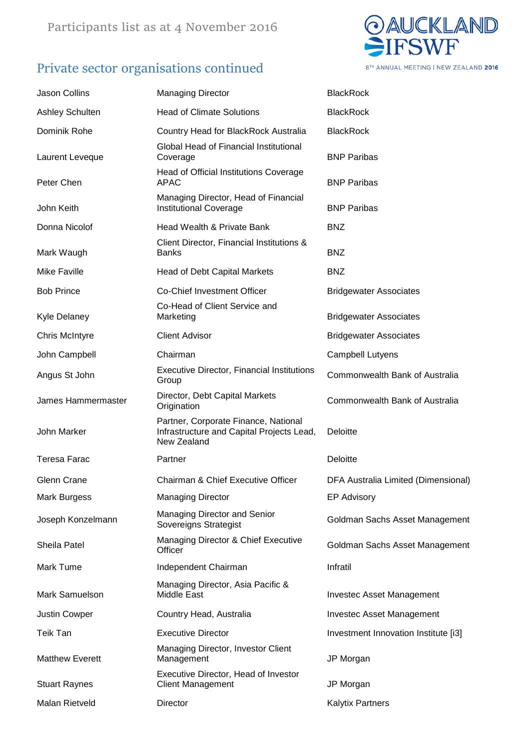Participants list as at 4 November 2016

## Private sector organisations continued

| | | |
|---|---|---|
| Jason Collins | Managing Director | BlackRock |
| Ashley Schulten | Head of Climate Solutions | BlackRock |
| Dominik Rohe | Country Head for BlackRock Australia | BlackRock |
| Laurent Leveque | Global Head of Financial Institutional Coverage | BNP Paribas |
| Peter Chen | Head of Official Institutions Coverage APAC | BNP Paribas |
| John Keith | Managing Director, Head of Financial Institutional Coverage | BNP Paribas |
| Donna Nicolof | Head Wealth & Private Bank | BNZ |
| Mark Waugh | Client Director, Financial Institutions & Banks | BNZ |
| Mike Faville | Head of Debt Capital Markets | BNZ |
| Bob Prince | Co-Chief Investment Officer | Bridgewater Associates |
| Kyle Delaney | Co-Head of Client Service and Marketing | Bridgewater Associates |
| Chris McIntyre | Client Advisor | Bridgewater Associates |
| John Campbell | Chairman | Campbell Lutyens |
| Angus St John | Executive Director, Financial Institutions Group | Commonwealth Bank of Australia |
| James Hammermaster | Director, Debt Capital Markets Origination | Commonwealth Bank of Australia |
| John Marker | Partner, Corporate Finance, National Infrastructure and Capital Projects Lead, New Zealand | Deloitte |
| Teresa Farac | Partner | Deloitte |
| Glenn Crane | Chairman & Chief Executive Officer | DFA Australia Limited (Dimensional) |
| Mark Burgess | Managing Director | EP Advisory |
| Joseph Konzelmann | Managing Director and Senior Sovereigns Strategist | Goldman Sachs Asset Management |
| Sheila Patel | Managing Director & Chief Executive Officer | Goldman Sachs Asset Management |
| Mark Tume | Independent Chairman | Infratil |
| Mark Samuelson | Managing Director, Asia Pacific & Middle East | Investec Asset Management |
| Justin Cowper | Country Head, Australia | Investec Asset Management |
| Teik Tan | Executive Director | Investment Innovation Institute [i3] |
| Matthew Everett | Managing Director, Investor Client Management | JP Morgan |
| Stuart Raynes | Executive Director, Head of Investor Client Management | JP Morgan |
| Malan Rietveld | Director | Kalytix Partners |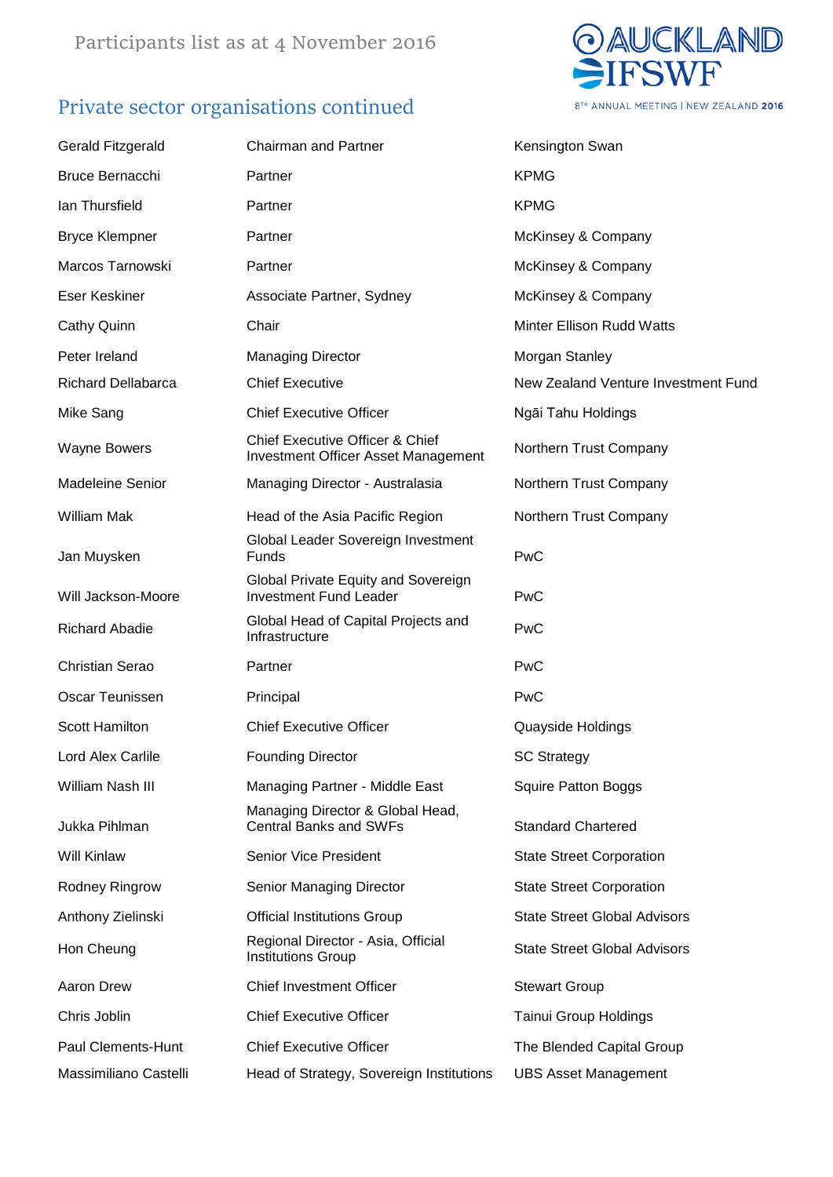Participants list as at 4 November 2016

## Private sector organisations continued

| | | |
|---|---|---|
| Gerald Fitzgerald | Chairman and Partner | Kensington Swan |
| Bruce Bernacchi | Partner | KPMG |
| Ian Thursfield | Partner | KPMG |
| Bryce Klempner | Partner | McKinsey & Company |
| Marcos Tarnowski | Partner | McKinsey & Company |
| Eser Keskiner | Associate Partner, Sydney | McKinsey & Company |
| Cathy Quinn | Chair | Minter Ellison Rudd Watts |
| Peter Ireland | Managing Director | Morgan Stanley |
| Richard Dellabarca | Chief Executive | New Zealand Venture Investment Fund |
| Mike Sang | Chief Executive Officer | Ngāi Tahu Holdings |
| Wayne Bowers | Chief Executive Officer & Chief Investment Officer Asset Management | Northern Trust Company |
| Madeleine Senior | Managing Director - Australasia | Northern Trust Company |
| William Mak | Head of the Asia Pacific Region | Northern Trust Company |
| Jan Muysken | Global Leader Sovereign Investment Funds | PwC |
| Will Jackson-Moore | Global Private Equity and Sovereign Investment Fund Leader | PwC |
| Richard Abadie | Global Head of Capital Projects and Infrastructure | PwC |
| Christian Serao | Partner | PwC |
| Oscar Teunissen | Principal | PwC |
| Scott Hamilton | Chief Executive Officer | Quayside Holdings |
| Lord Alex Carlile | Founding Director | SC Strategy |
| William Nash III | Managing Partner - Middle East | Squire Patton Boggs |
| Jukka Pihlman | Managing Director & Global Head, Central Banks and SWFs | Standard Chartered |
| Will Kinlaw | Senior Vice President | State Street Corporation |
| Rodney Ringrow | Senior Managing Director | State Street Corporation |
| Anthony Zielinski | Official Institutions Group | State Street Global Advisors |
| Hon Cheung | Regional Director - Asia, Official Institutions Group | State Street Global Advisors |
| Aaron Drew | Chief Investment Officer | Stewart Group |
| Chris Joblin | Chief Executive Officer | Tainui Group Holdings |
| Paul Clements-Hunt | Chief Executive Officer | The Blended Capital Group |
| Massimiliano Castelli | Head of Strategy, Sovereign Institutions | UBS Asset Management |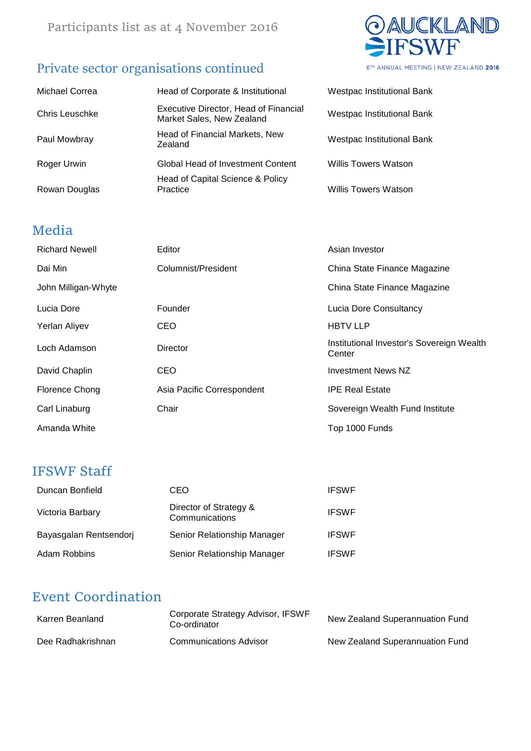Participants list as at 4 November 2016

## Private sector organisations continued

| | | |
|---|---|---|
| Michael Correa | Head of Corporate & Institutional | Westpac Institutional Bank |
| Chris Leuschke | Executive Director, Head of Financial Market Sales, New Zealand | Westpac Institutional Bank |
| Paul Mowbray | Head of Financial Markets, New Zealand | Westpac Institutional Bank |
| Roger Urwin | Global Head of Investment Content | Willis Towers Watson |
| Rowan Douglas | Head of Capital Science & Policy Practice | Willis Towers Watson |

## Media

| | | |
|---|---|---|
| Richard Newell | Editor | Asian Investor |
| Dai Min | Columnist/President | China State Finance Magazine |
| John Milligan-Whyte | | China State Finance Magazine |
| Lucia Dore | Founder | Lucia Dore Consultancy |
| Yerlan Aliyev | CEO | HBTV LLP |
| Loch Adamson | Director | Institutional Investor's Sovereign Wealth Center |
| David Chaplin | CEO | Investment News NZ |
| Florence Chong | Asia Pacific Correspondent | IPE Real Estate |
| Carl Linaburg | Chair | Sovereign Wealth Fund Institute |
| Amanda White | | Top 1000 Funds |

## IFSWF Staff

| | | |
|---|---|---|
| Duncan Bonfield | CEO | IFSWF |
| Victoria Barbary | Director of Strategy & Communications | IFSWF |
| Bayasgalan Rentsendorj | Senior Relationship Manager | IFSWF |
| Adam Robbins | Senior Relationship Manager | IFSWF |

## Event Coordination

| | | |
|---|---|---|
| Karren Beanland | Corporate Strategy Advisor, IFSWF Co-ordinator | New Zealand Superannuation Fund |
| Dee Radhakrishnan | Communications Advisor | New Zealand Superannuation Fund |